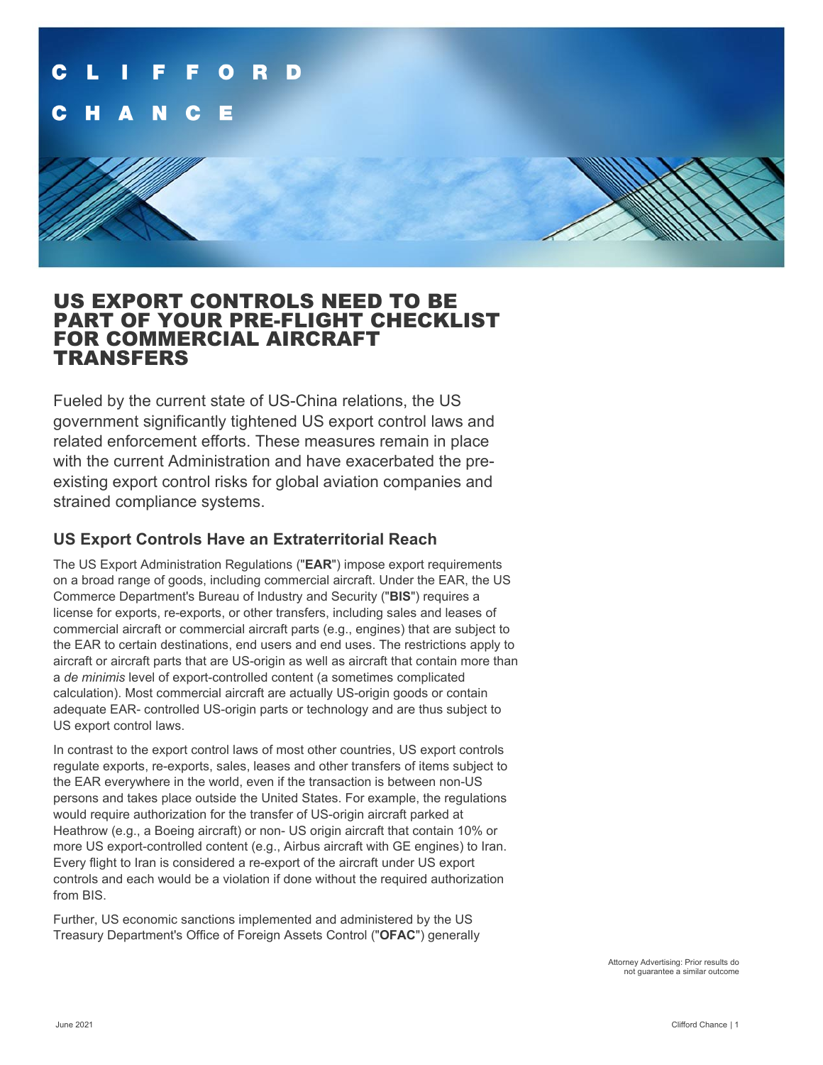# US EXPORT CONTROLS NEED TO BE PART OF YOUR PRE-FLIGHT CHECKLIST FOR COMMERCIAL AIRCRAFT TRANSFERS

Fueled by the current state of US-China relations, the US government significantly tightened US export control laws and related enforcement efforts. These measures remain in place with the current Administration and have exacerbated the pre-existing export control risks for global aviation companies and strained compliance systems.

## US Export Controls Have an Extraterritorial Reach

The US Export Administration Regulations ("**EAR**") impose export requirements on a broad range of goods, including commercial aircraft. Under the EAR, the US Commerce Department's Bureau of Industry and Security ("**BIS**") requires a license for exports, re-exports, or other transfers, including sales and leases of commercial aircraft or commercial aircraft parts (e.g., engines) that are subject to the EAR to certain destinations, end users and end uses. The restrictions apply to aircraft or aircraft parts that are US-origin as well as aircraft that contain more than a *de minimis* level of export-controlled content (a sometimes complicated calculation). Most commercial aircraft are actually US-origin goods or contain adequate EAR- controlled US-origin parts or technology and are thus subject to US export control laws.

In contrast to the export control laws of most other countries, US export controls regulate exports, re-exports, sales, leases and other transfers of items subject to the EAR everywhere in the world, even if the transaction is between non-US persons and takes place outside the United States. For example, the regulations would require authorization for the transfer of US-origin aircraft parked at Heathrow (e.g., a Boeing aircraft) or non- US origin aircraft that contain 10% or more US export-controlled content (e.g., Airbus aircraft with GE engines) to Iran. Every flight to Iran is considered a re-export of the aircraft under US export controls and each would be a violation if done without the required authorization from BIS.

Further, US economic sanctions implemented and administered by the US Treasury Department's Office of Foreign Assets Control ("**OFAC**") generally

Attorney Advertising: Prior results do not guarantee a similar outcome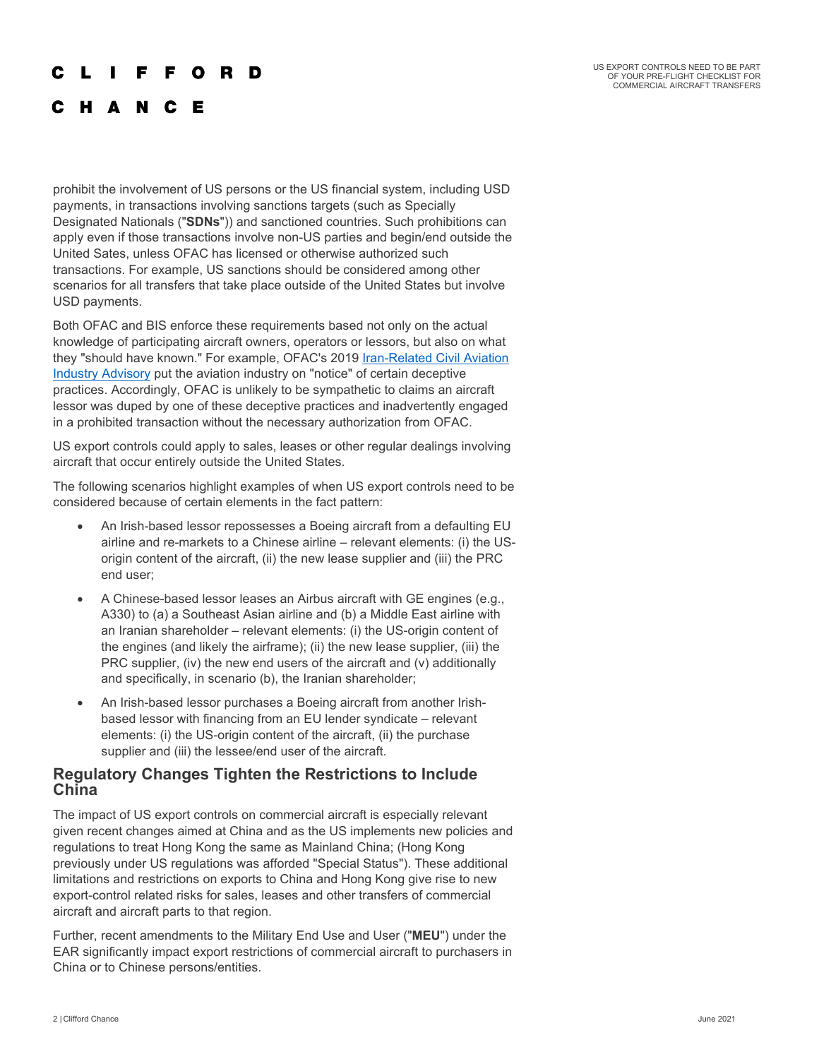prohibit the involvement of US persons or the US financial system, including USD payments, in transactions involving sanctions targets (such as Specially Designated Nationals ("**SDNs**")) and sanctioned countries. Such prohibitions can apply even if those transactions involve non-US parties and begin/end outside the United Sates, unless OFAC has licensed or otherwise authorized such transactions. For example, US sanctions should be considered among other scenarios for all transfers that take place outside of the United States but involve USD payments.

Both OFAC and BIS enforce these requirements based not only on the actual knowledge of participating aircraft owners, operators or lessors, but also on what they "should have known." For example, OFAC's 2019 Iran-Related Civil Aviation Industry Advisory put the aviation industry on "notice" of certain deceptive practices. Accordingly, OFAC is unlikely to be sympathetic to claims an aircraft lessor was duped by one of these deceptive practices and inadvertently engaged in a prohibited transaction without the necessary authorization from OFAC.

US export controls could apply to sales, leases or other regular dealings involving aircraft that occur entirely outside the United States.

The following scenarios highlight examples of when US export controls need to be considered because of certain elements in the fact pattern:

- An Irish-based lessor repossesses a Boeing aircraft from a defaulting EU airline and re-markets to a Chinese airline – relevant elements: (i) the US-origin content of the aircraft, (ii) the new lease supplier and (iii) the PRC end user;
- A Chinese-based lessor leases an Airbus aircraft with GE engines (e.g., A330) to (a) a Southeast Asian airline and (b) a Middle East airline with an Iranian shareholder – relevant elements: (i) the US-origin content of the engines (and likely the airframe); (ii) the new lease supplier, (iii) the PRC supplier, (iv) the new end users of the aircraft and (v) additionally and specifically, in scenario (b), the Iranian shareholder;
- An Irish-based lessor purchases a Boeing aircraft from another Irish-based lessor with financing from an EU lender syndicate – relevant elements: (i) the US-origin content of the aircraft, (ii) the purchase supplier and (iii) the lessee/end user of the aircraft.

## Regulatory Changes Tighten the Restrictions to Include China

The impact of US export controls on commercial aircraft is especially relevant given recent changes aimed at China and as the US implements new policies and regulations to treat Hong Kong the same as Mainland China; (Hong Kong previously under US regulations was afforded "Special Status"). These additional limitations and restrictions on exports to China and Hong Kong give rise to new export-control related risks for sales, leases and other transfers of commercial aircraft and aircraft parts to that region.

Further, recent amendments to the Military End Use and User ("**MEU**") under the EAR significantly impact export restrictions of commercial aircraft to purchasers in China or to Chinese persons/entities.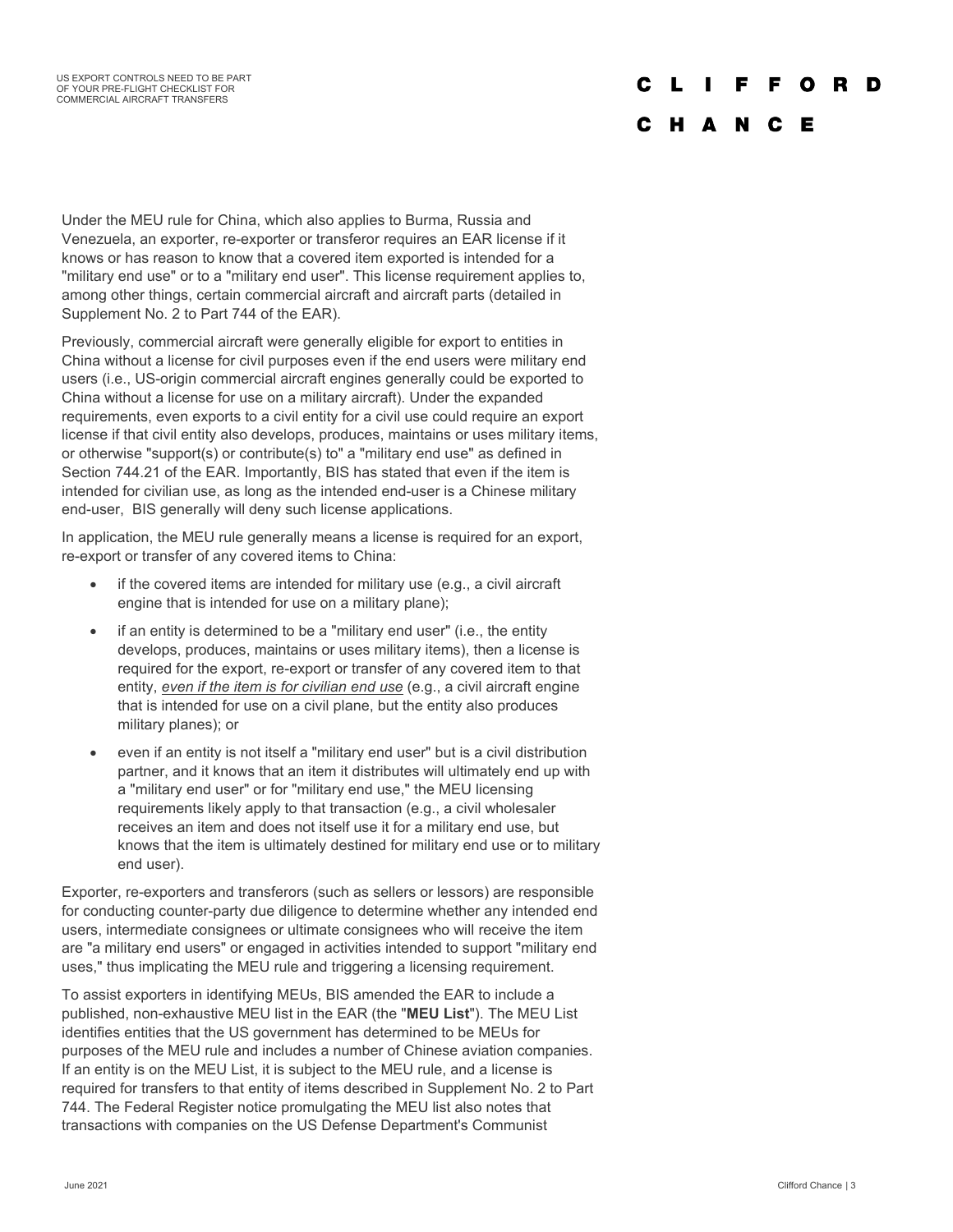Under the MEU rule for China, which also applies to Burma, Russia and Venezuela, an exporter, re-exporter or transferor requires an EAR license if it knows or has reason to know that a covered item exported is intended for a "military end use" or to a "military end user". This license requirement applies to, among other things, certain commercial aircraft and aircraft parts (detailed in Supplement No. 2 to Part 744 of the EAR).

Previously, commercial aircraft were generally eligible for export to entities in China without a license for civil purposes even if the end users were military end users (i.e., US-origin commercial aircraft engines generally could be exported to China without a license for use on a military aircraft). Under the expanded requirements, even exports to a civil entity for a civil use could require an export license if that civil entity also develops, produces, maintains or uses military items, or otherwise "support(s) or contribute(s) to" a "military end use" as defined in Section 744.21 of the EAR. Importantly, BIS has stated that even if the item is intended for civilian use, as long as the intended end-user is a Chinese military end-user, BIS generally will deny such license applications.

In application, the MEU rule generally means a license is required for an export, re-export or transfer of any covered items to China:

- if the covered items are intended for military use (e.g., a civil aircraft engine that is intended for use on a military plane);
- if an entity is determined to be a "military end user" (i.e., the entity develops, produces, maintains or uses military items), then a license is required for the export, re-export or transfer of any covered item to that entity, *even if the item is for civilian end use* (e.g., a civil aircraft engine that is intended for use on a civil plane, but the entity also produces military planes); or
- even if an entity is not itself a "military end user" but is a civil distribution partner, and it knows that an item it distributes will ultimately end up with a "military end user" or for "military end use," the MEU licensing requirements likely apply to that transaction (e.g., a civil wholesaler receives an item and does not itself use it for a military end use, but knows that the item is ultimately destined for military end use or to military end user).

Exporter, re-exporters and transferors (such as sellers or lessors) are responsible for conducting counter-party due diligence to determine whether any intended end users, intermediate consignees or ultimate consignees who will receive the item are "a military end users" or engaged in activities intended to support "military end uses," thus implicating the MEU rule and triggering a licensing requirement.

To assist exporters in identifying MEUs, BIS amended the EAR to include a published, non-exhaustive MEU list in the EAR (the "**MEU List**"). The MEU List identifies entities that the US government has determined to be MEUs for purposes of the MEU rule and includes a number of Chinese aviation companies. If an entity is on the MEU List, it is subject to the MEU rule, and a license is required for transfers to that entity of items described in Supplement No. 2 to Part 744. The Federal Register notice promulgating the MEU list also notes that transactions with companies on the US Defense Department's Communist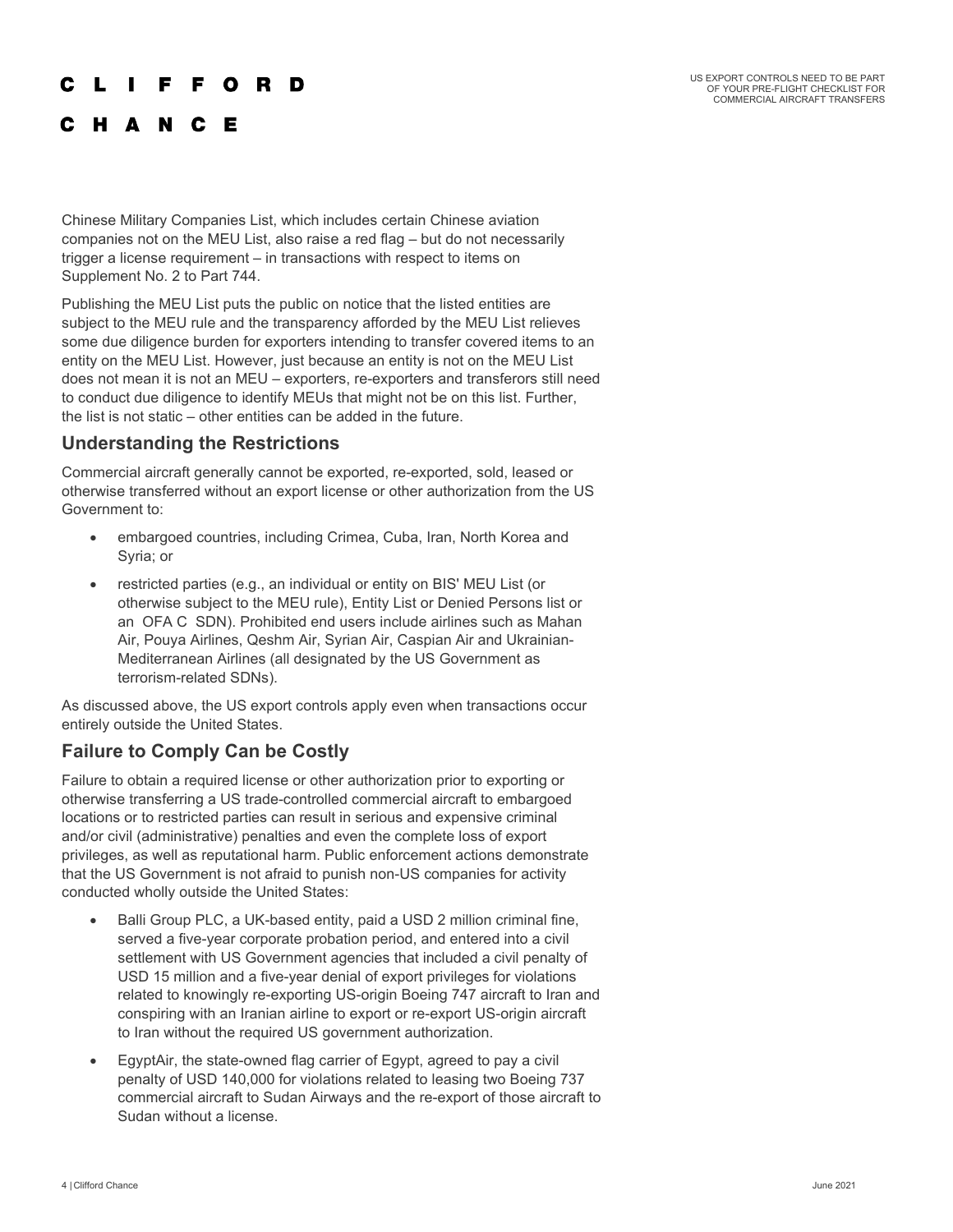Chinese Military Companies List, which includes certain Chinese aviation companies not on the MEU List, also raise a red flag – but do not necessarily trigger a license requirement – in transactions with respect to items on Supplement No. 2 to Part 744.

Publishing the MEU List puts the public on notice that the listed entities are subject to the MEU rule and the transparency afforded by the MEU List relieves some due diligence burden for exporters intending to transfer covered items to an entity on the MEU List. However, just because an entity is not on the MEU List does not mean it is not an MEU – exporters, re-exporters and transferors still need to conduct due diligence to identify MEUs that might not be on this list. Further, the list is not static – other entities can be added in the future.

## Understanding the Restrictions

Commercial aircraft generally cannot be exported, re-exported, sold, leased or otherwise transferred without an export license or other authorization from the US Government to:

- embargoed countries, including Crimea, Cuba, Iran, North Korea and Syria; or
- restricted parties (e.g., an individual or entity on BIS' MEU List (or otherwise subject to the MEU rule), Entity List or Denied Persons list or an OFAC SDN). Prohibited end users include airlines such as Mahan Air, Pouya Airlines, Qeshm Air, Syrian Air, Caspian Air and Ukrainian-Mediterranean Airlines (all designated by the US Government as terrorism-related SDNs).

As discussed above, the US export controls apply even when transactions occur entirely outside the United States.

## Failure to Comply Can be Costly

Failure to obtain a required license or other authorization prior to exporting or otherwise transferring a US trade-controlled commercial aircraft to embargoed locations or to restricted parties can result in serious and expensive criminal and/or civil (administrative) penalties and even the complete loss of export privileges, as well as reputational harm. Public enforcement actions demonstrate that the US Government is not afraid to punish non-US companies for activity conducted wholly outside the United States:

- Balli Group PLC, a UK-based entity, paid a USD 2 million criminal fine, served a five-year corporate probation period, and entered into a civil settlement with US Government agencies that included a civil penalty of USD 15 million and a five-year denial of export privileges for violations related to knowingly re-exporting US-origin Boeing 747 aircraft to Iran and conspiring with an Iranian airline to export or re-export US-origin aircraft to Iran without the required US government authorization.
- EgyptAir, the state-owned flag carrier of Egypt, agreed to pay a civil penalty of USD 140,000 for violations related to leasing two Boeing 737 commercial aircraft to Sudan Airways and the re-export of those aircraft to Sudan without a license.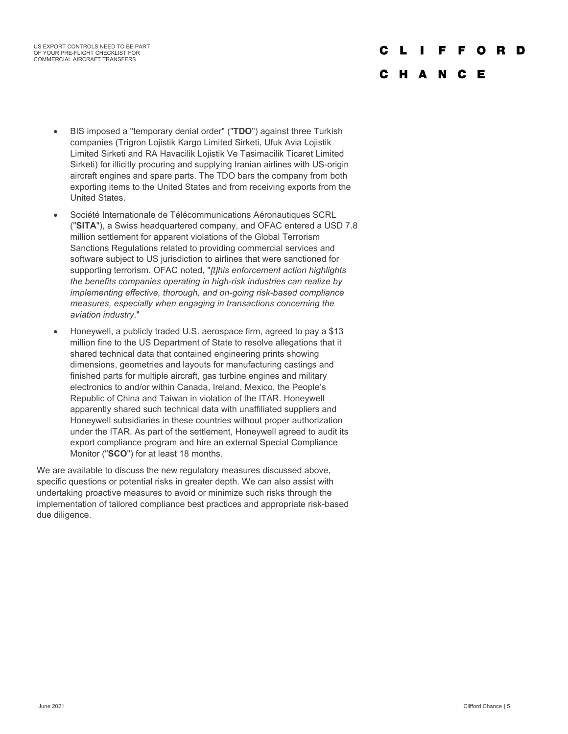- BIS imposed a "temporary denial order" ("**TDO**") against three Turkish companies (Trigron Lojistik Kargo Limited Sirketi, Ufuk Avia Lojistik Limited Sirketi and RA Havacilik Lojistik Ve Tasimacilik Ticaret Limited Sirketi) for illicitly procuring and supplying Iranian airlines with US-origin aircraft engines and spare parts. The TDO bars the company from both exporting items to the United States and from receiving exports from the United States.
- Société Internationale de Télécommunications Aéronautiques SCRL ("**SITA**"), a Swiss headquartered company, and OFAC entered a USD 7.8 million settlement for apparent violations of the Global Terrorism Sanctions Regulations related to providing commercial services and software subject to US jurisdiction to airlines that were sanctioned for supporting terrorism. OFAC noted, "*[t]his enforcement action highlights the benefits companies operating in high-risk industries can realize by implementing effective, thorough, and on-going risk-based compliance measures, especially when engaging in transactions concerning the aviation industry*."
- Honeywell, a publicly traded U.S. aerospace firm, agreed to pay a $13 million fine to the US Department of State to resolve allegations that it shared technical data that contained engineering prints showing dimensions, geometries and layouts for manufacturing castings and finished parts for multiple aircraft, gas turbine engines and military electronics to and/or within Canada, Ireland, Mexico, the People's Republic of China and Taiwan in violation of the ITAR. Honeywell apparently shared such technical data with unaffiliated suppliers and Honeywell subsidiaries in these countries without proper authorization under the ITAR. As part of the settlement, Honeywell agreed to audit its export compliance program and hire an external Special Compliance Monitor ("**SCO**") for at least 18 months.

We are available to discuss the new regulatory measures discussed above, specific questions or potential risks in greater depth. We can also assist with undertaking proactive measures to avoid or minimize such risks through the implementation of tailored compliance best practices and appropriate risk-based due diligence.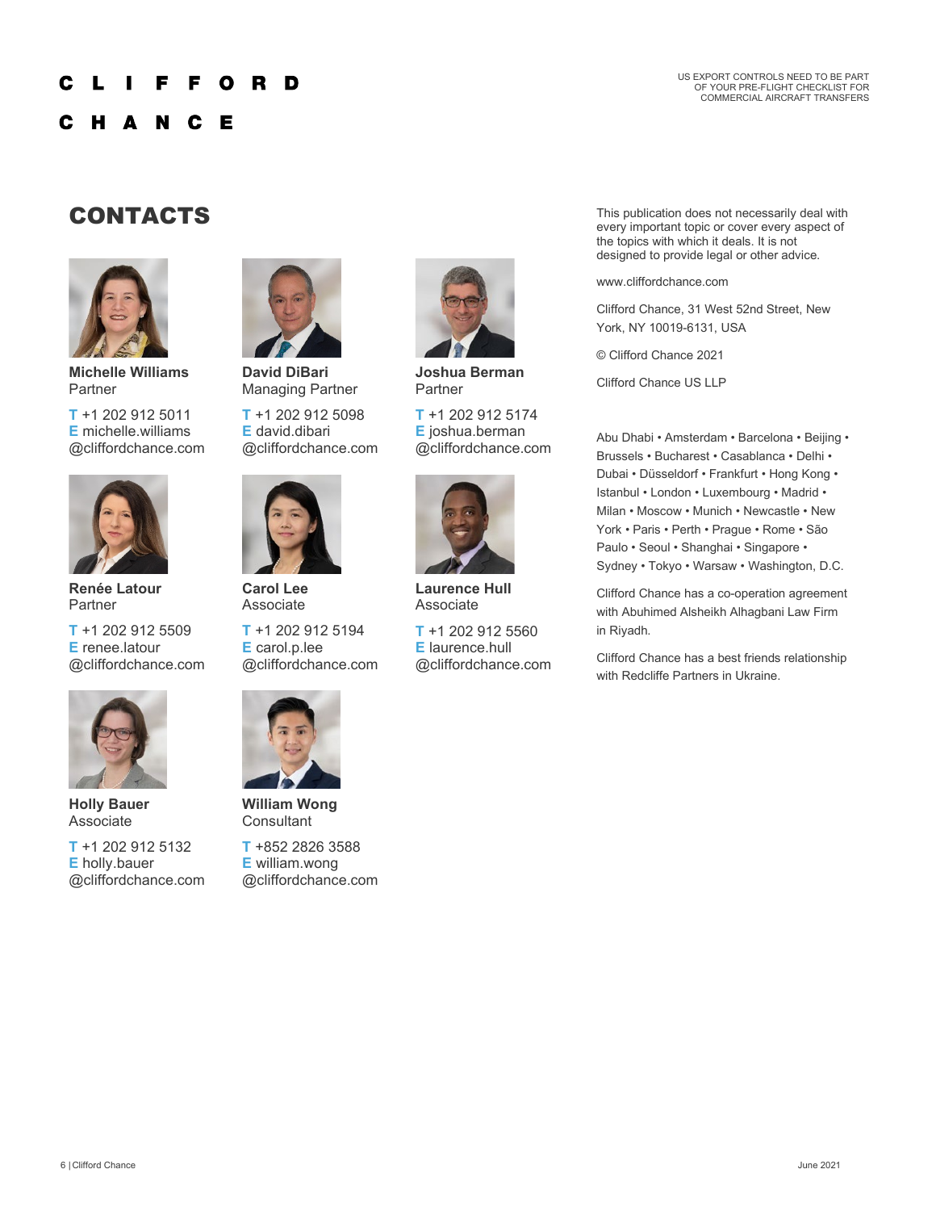# CONTACTS

**Michelle Williams**
Partner

T +1 202 912 5011
E michelle.williams@cliffordchance.com

**David DiBari**
Managing Partner

T +1 202 912 5098
E david.dibari@cliffordchance.com

**Joshua Berman**
Partner

T +1 202 912 5174
E joshua.berman@cliffordchance.com

**Renée Latour**
Partner

T +1 202 912 5509
E renee.latour@cliffordchance.com

**Carol Lee**
Associate

T +1 202 912 5194
E carol.p.lee@cliffordchance.com

**Laurence Hull**
Associate

T +1 202 912 5560
E laurence.hull@cliffordchance.com

**Holly Bauer**
Associate

T +1 202 912 5132
E holly.bauer@cliffordchance.com

**William Wong**
Consultant

T +852 2826 3588
E william.wong@cliffordchance.com

This publication does not necessarily deal with every important topic or cover every aspect of the topics with which it deals. It is not designed to provide legal or other advice.

www.cliffordchance.com

Clifford Chance, 31 West 52nd Street, New York, NY 10019-6131, USA

© Clifford Chance 2021

Clifford Chance US LLP

Abu Dhabi • Amsterdam • Barcelona • Beijing • Brussels • Bucharest • Casablanca • Delhi • Dubai • Düsseldorf • Frankfurt • Hong Kong • Istanbul • London • Luxembourg • Madrid • Milan • Moscow • Munich • Newcastle • New York • Paris • Perth • Prague • Rome • São Paulo • Seoul • Shanghai • Singapore • Sydney • Tokyo • Warsaw • Washington, D.C.

Clifford Chance has a co-operation agreement with Abuhimed Alsheikh Alhagbani Law Firm in Riyadh.

Clifford Chance has a best friends relationship with Redcliffe Partners in Ukraine.